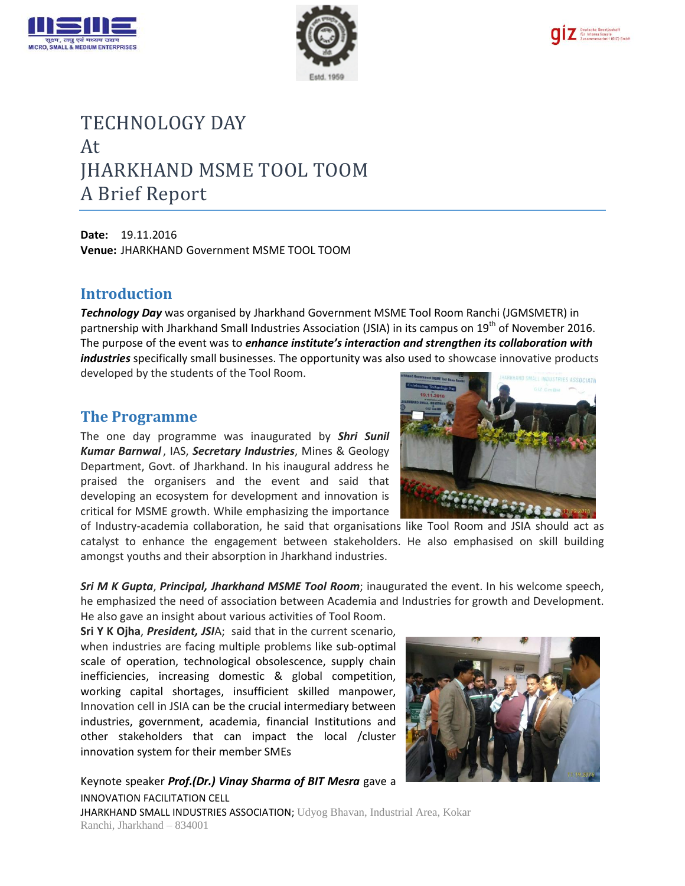# TECHNOLOGY DAY
# At
# JHARKHAND MSME TOOL TOOM
# A Brief Report

**Date:** 19.11.2016
**Venue:** JHARKHAND Government MSME TOOL TOOM

## Introduction

***Technology Day*** was organised by Jharkhand Government MSME Tool Room Ranchi (JGMSMETR) in partnership with Jharkhand Small Industries Association (JSIA) in its campus on 19th of November 2016. The purpose of the event was to ***enhance institute's interaction and strengthen its collaboration with industries*** specifically small businesses. The opportunity was also used to showcase innovative products developed by the students of the Tool Room.

## The Programme

The one day programme was inaugurated by ***Shri Sunil Kumar Barnwal***, IAS, ***Secretary Industries***, Mines & Geology Department, Govt. of Jharkhand. In his inaugural address he praised the organisers and the event and said that developing an ecosystem for development and innovation is critical for MSME growth. While emphasizing the importance of Industry-academia collaboration, he said that organisations like Tool Room and JSIA should act as catalyst to enhance the engagement between stakeholders. He also emphasised on skill building amongst youths and their absorption in Jharkhand industries.

***Sri M K Gupta***, ***Principal, Jharkhand MSME Tool Room***; inaugurated the event. In his welcome speech, he emphasized the need of association between Academia and Industries for growth and Development. He also gave an insight about various activities of Tool Room.

**Sri Y K Ojha**, ***President, JSI***A; said that in the current scenario, when industries are facing multiple problems like sub-optimal scale of operation, technological obsolescence, supply chain inefficiencies, increasing domestic & global competition, working capital shortages, insufficient skilled manpower, Innovation cell in JSIA can be the crucial intermediary between industries, government, academia, financial Institutions and other stakeholders that can impact the local /cluster innovation system for their member SMEs

Keynote speaker ***Prof.(Dr.) Vinay Sharma of BIT Mesra*** gave a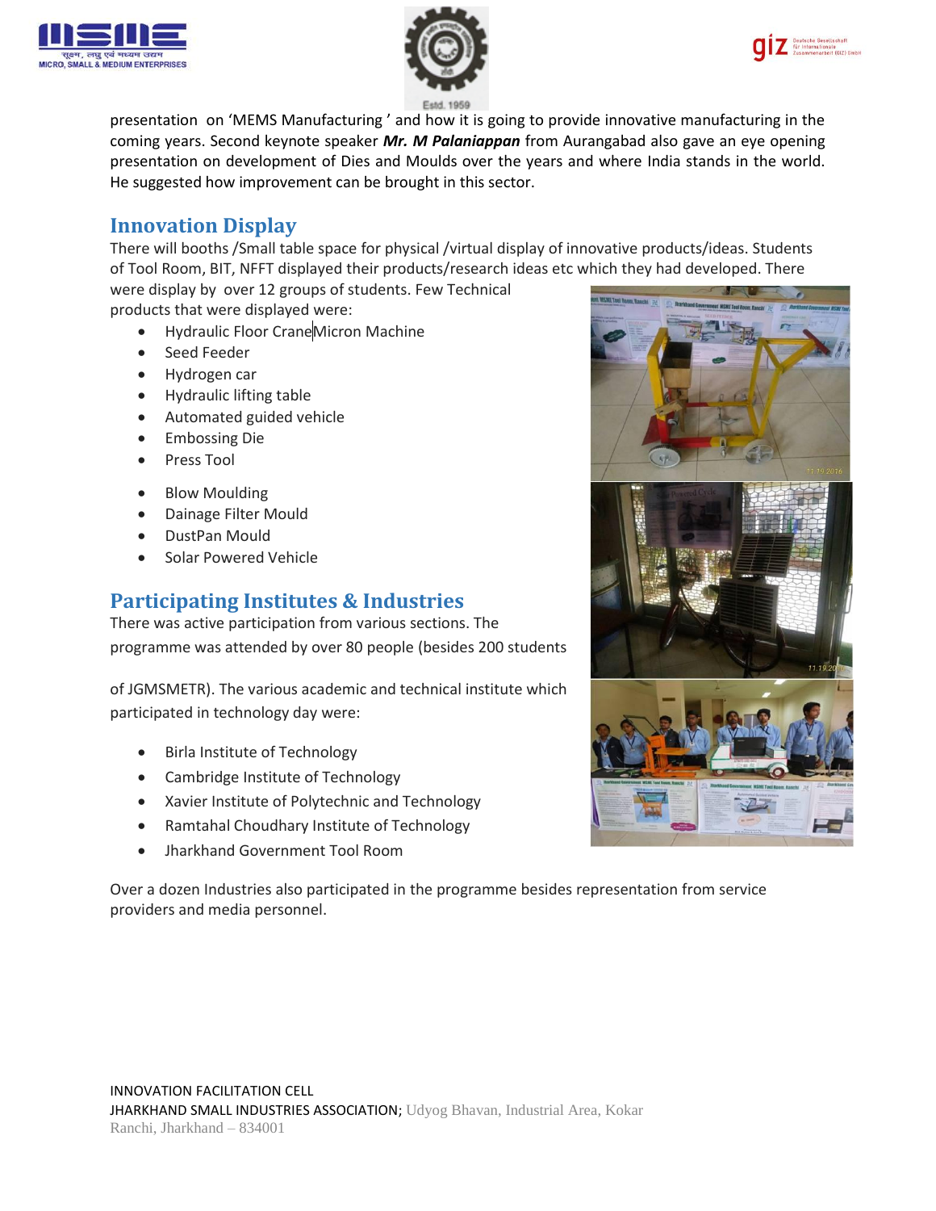presentation on 'MEMS Manufacturing ' and how it is going to provide innovative manufacturing in the coming years. Second keynote speaker ***Mr. M Palaniappan*** from Aurangabad also gave an eye opening presentation on development of Dies and Moulds over the years and where India stands in the world. He suggested how improvement can be brought in this sector.

## Innovation Display

There will booths /Small table space for physical /virtual display of innovative products/ideas. Students of Tool Room, BIT, NFFT displayed their products/research ideas etc which they had developed. There were display by over 12 groups of students. Few Technical products that were displayed were:

- Hydraulic Floor CraneMicron Machine
- Seed Feeder
- Hydrogen car
- Hydraulic lifting table
- Automated guided vehicle
- Embossing Die
- Press Tool
- Blow Moulding
- Dainage Filter Mould
- DustPan Mould
- Solar Powered Vehicle

## Participating Institutes & Industries

There was active participation from various sections. The programme was attended by over 80 people (besides 200 students of JGMSMETR). The various academic and technical institute which participated in technology day were:

- Birla Institute of Technology
- Cambridge Institute of Technology
- Xavier Institute of Polytechnic and Technology
- Ramtahal Choudhary Institute of Technology
- Jharkhand Government Tool Room

Over a dozen Industries also participated in the programme besides representation from service providers and media personnel.